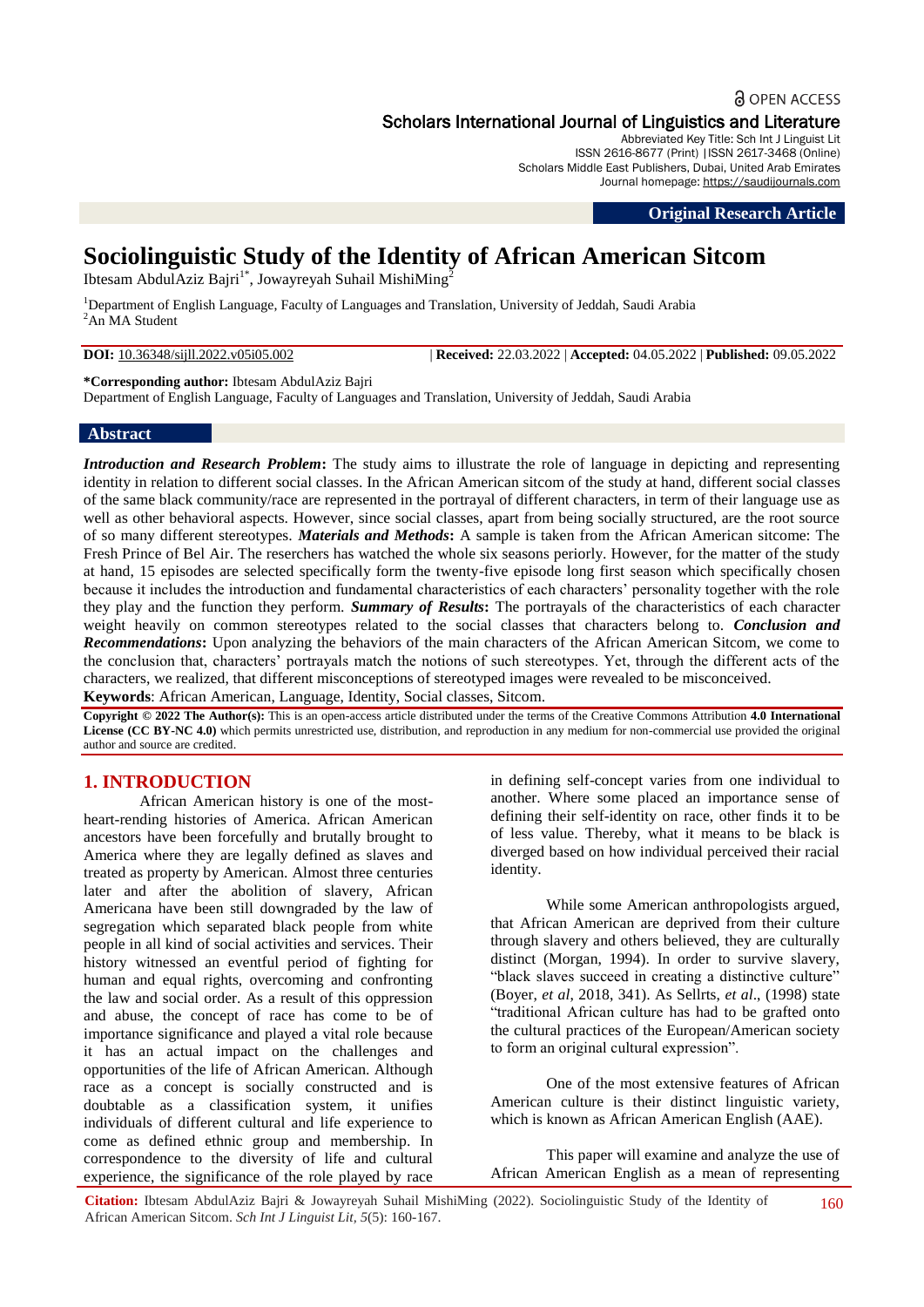Scholars International Journal of Linguistics and Literature

Abbreviated Key Title: Sch Int J Linguist Lit
ISSN 2616-8677 (Print) |ISSN 2617-3468 (Online)
Scholars Middle East Publishers, Dubai, United Arab Emirates
Journal homepage: https://saudijournals.com

**Original Research Article**

# Sociolinguistic Study of the Identity of African American Sitcom

Ibtesam AbdulAziz Bajri[1*], Jowayreyah Suhail MishiMing[2]

[1]Department of English Language, Faculty of Languages and Translation, University of Jeddah, Saudi Arabia
[2]An MA Student

**DOI:** 10.36348/sijll.2022.v05i05.002 | **Received:** 22.03.2022 | **Accepted:** 04.05.2022 | **Published:** 09.05.2022

**\*Corresponding author:** Ibtesam AbdulAziz Bajri
Department of English Language, Faculty of Languages and Translation, University of Jeddah, Saudi Arabia

## Abstract

***Introduction and Research Problem*:** The study aims to illustrate the role of language in depicting and representing identity in relation to different social classes. In the African American sitcom of the study at hand, different social classes of the same black community/race are represented in the portrayal of different characters, in term of their language use as well as other behavioral aspects. However, since social classes, apart from being socially structured, are the root source of so many different stereotypes. ***Materials and Methods*:** A sample is taken from the African American sitcome: The Fresh Prince of Bel Air. The reserchers has watched the whole six seasons periorly. However, for the matter of the study at hand, 15 episodes are selected specifically form the twenty-five episode long first season which specifically chosen because it includes the introduction and fundamental characteristics of each characters' personality together with the role they play and the function they perform. ***Summary of Results*:** The portrayals of the characteristics of each character weight heavily on common stereotypes related to the social classes that characters belong to. ***Conclusion and Recommendations*:** Upon analyzing the behaviors of the main characters of the African American Sitcom, we come to the conclusion that, characters' portrayals match the notions of such stereotypes. Yet, through the different acts of the characters, we realized, that different misconceptions of stereotyped images were revealed to be misconceived.

**Keywords**: African American, Language, Identity, Social classes, Sitcom.

**Copyright © 2022 The Author(s):** This is an open-access article distributed under the terms of the Creative Commons Attribution **4.0 International License (CC BY-NC 4.0)** which permits unrestricted use, distribution, and reproduction in any medium for non-commercial use provided the original author and source are credited.

## 1. INTRODUCTION

African American history is one of the most-heart-rending histories of America. African American ancestors have been forcefully and brutally brought to America where they are legally defined as slaves and treated as property by American. Almost three centuries later and after the abolition of slavery, African Americana have been still downgraded by the law of segregation which separated black people from white people in all kind of social activities and services. Their history witnessed an eventful period of fighting for human and equal rights, overcoming and confronting the law and social order. As a result of this oppression and abuse, the concept of race has come to be of importance significance and played a vital role because it has an actual impact on the challenges and opportunities of the life of African American. Although race as a concept is socially constructed and is doubtable as a classification system, it unifies individuals of different cultural and life experience to come as defined ethnic group and membership. In correspondence to the diversity of life and cultural experience, the significance of the role played by race in defining self-concept varies from one individual to another. Where some placed an importance sense of defining their self-identity on race, other finds it to be of less value. Thereby, what it means to be black is diverged based on how individual perceived their racial identity.

While some American anthropologists argued, that African American are deprived from their culture through slavery and others believed, they are culturally distinct (Morgan, 1994). In order to survive slavery, "black slaves succeed in creating a distinctive culture" (Boyer, *et al*, 2018, 341). As Sellrts, *et al*., (1998) state "traditional African culture has had to be grafted onto the cultural practices of the European/American society to form an original cultural expression".

One of the most extensive features of African American culture is their distinct linguistic variety, which is known as African American English (AAE).

This paper will examine and analyze the use of African American English as a mean of representing

**Citation:** Ibtesam AbdulAziz Bajri & Jowayreyah Suhail MishiMing (2022). Sociolinguistic Study of the Identity of African American Sitcom. *Sch Int J Linguist Lit, 5*(5): 160-167.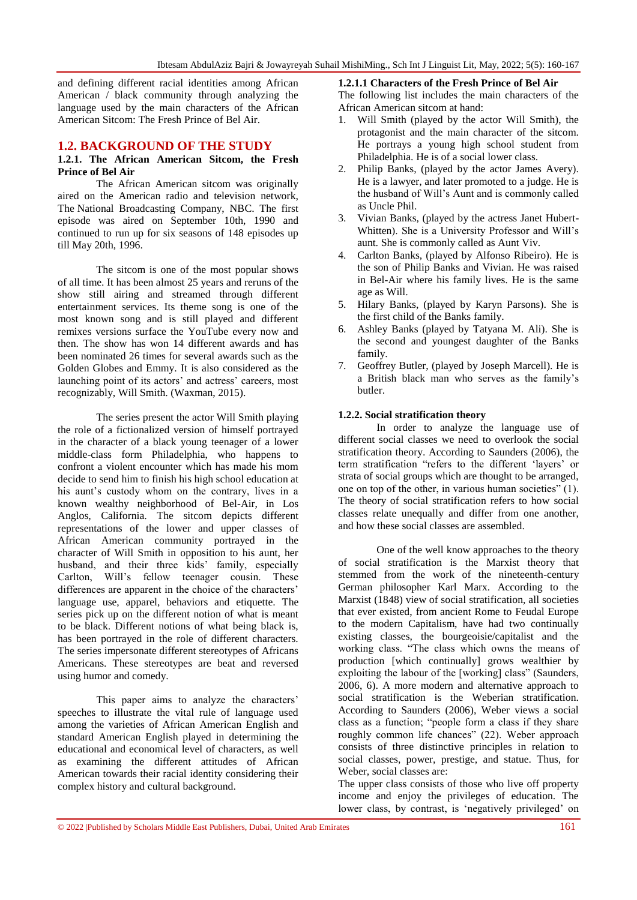and defining different racial identities among African American / black community through analyzing the language used by the main characters of the African American Sitcom: The Fresh Prince of Bel Air.

## 1.2. BACKGROUND OF THE STUDY

### 1.2.1. The African American Sitcom, the Fresh Prince of Bel Air

The African American sitcom was originally aired on the American radio and television network, The National Broadcasting Company, NBC. The first episode was aired on September 10th, 1990 and continued to run up for six seasons of 148 episodes up till May 20th, 1996.

The sitcom is one of the most popular shows of all time. It has been almost 25 years and reruns of the show still airing and streamed through different entertainment services. Its theme song is one of the most known song and is still played and different remixes versions surface the YouTube every now and then. The show has won 14 different awards and has been nominated 26 times for several awards such as the Golden Globes and Emmy. It is also considered as the launching point of its actors' and actress' careers, most recognizably, Will Smith. (Waxman, 2015).

The series present the actor Will Smith playing the role of a fictionalized version of himself portrayed in the character of a black young teenager of a lower middle-class form Philadelphia, who happens to confront a violent encounter which has made his mom decide to send him to finish his high school education at his aunt's custody whom on the contrary, lives in a known wealthy neighborhood of Bel-Air, in Los Anglos, California. The sitcom depicts different representations of the lower and upper classes of African American community portrayed in the character of Will Smith in opposition to his aunt, her husband, and their three kids' family, especially Carlton, Will's fellow teenager cousin. These differences are apparent in the choice of the characters' language use, apparel, behaviors and etiquette. The series pick up on the different notion of what is meant to be black. Different notions of what being black is, has been portrayed in the role of different characters. The series impersonate different stereotypes of Africans Americans. These stereotypes are beat and reversed using humor and comedy.

This paper aims to analyze the characters' speeches to illustrate the vital rule of language used among the varieties of African American English and standard American English played in determining the educational and economical level of characters, as well as examining the different attitudes of African American towards their racial identity considering their complex history and cultural background.

#### 1.2.1.1 Characters of the Fresh Prince of Bel Air

The following list includes the main characters of the African American sitcom at hand:

1. Will Smith (played by the actor Will Smith), the protagonist and the main character of the sitcom. He portrays a young high school student from Philadelphia. He is of a social lower class.
2. Philip Banks, (played by the actor James Avery). He is a lawyer, and later promoted to a judge. He is the husband of Will's Aunt and is commonly called as Uncle Phil.
3. Vivian Banks, (played by the actress Janet Hubert-Whitten). She is a University Professor and Will's aunt. She is commonly called as Aunt Viv.
4. Carlton Banks, (played by Alfonso Ribeiro). He is the son of Philip Banks and Vivian. He was raised in Bel-Air where his family lives. He is the same age as Will.
5. Hilary Banks, (played by Karyn Parsons). She is the first child of the Banks family.
6. Ashley Banks (played by Tatyana M. Ali). She is the second and youngest daughter of the Banks family.
7. Geoffrey Butler, (played by Joseph Marcell). He is a British black man who serves as the family's butler.

### 1.2.2. Social stratification theory

In order to analyze the language use of different social classes we need to overlook the social stratification theory. According to Saunders (2006), the term stratification "refers to the different 'layers' or strata of social groups which are thought to be arranged, one on top of the other, in various human societies" (1). The theory of social stratification refers to how social classes relate unequally and differ from one another, and how these social classes are assembled.

One of the well know approaches to the theory of social stratification is the Marxist theory that stemmed from the work of the nineteenth-century German philosopher Karl Marx. According to the Marxist (1848) view of social stratification, all societies that ever existed, from ancient Rome to Feudal Europe to the modern Capitalism, have had two continually existing classes, the bourgeoisie/capitalist and the working class. "The class which owns the means of production [which continually] grows wealthier by exploiting the labour of the [working] class" (Saunders, 2006, 6). A more modern and alternative approach to social stratification is the Weberian stratification. According to Saunders (2006), Weber views a social class as a function; "people form a class if they share roughly common life chances" (22). Weber approach consists of three distinctive principles in relation to social classes, power, prestige, and statue. Thus, for Weber, social classes are:

The upper class consists of those who live off property income and enjoy the privileges of education. The lower class, by contrast, is 'negatively privileged' on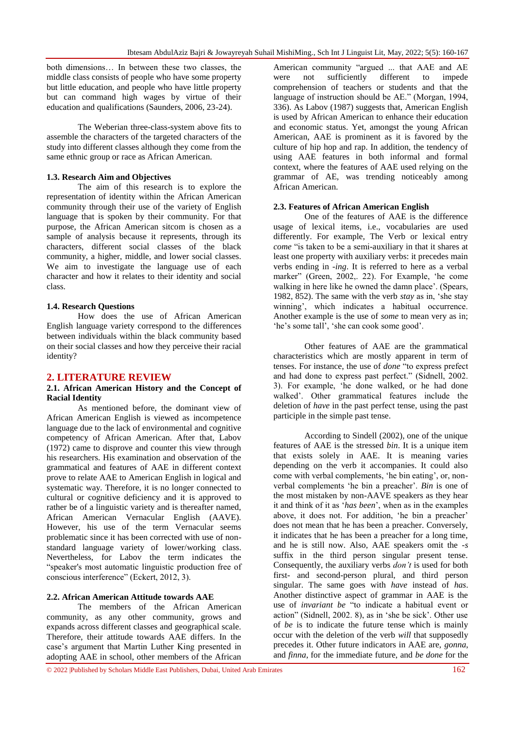both dimensions… In between these two classes, the middle class consists of people who have some property but little education, and people who have little property but can command high wages by virtue of their education and qualifications (Saunders, 2006, 23-24).

The Weberian three-class-system above fits to assemble the characters of the targeted characters of the study into different classes although they come from the same ethnic group or race as African American.

### 1.3. Research Aim and Objectives

The aim of this research is to explore the representation of identity within the African American community through their use of the variety of English language that is spoken by their community. For that purpose, the African American sitcom is chosen as a sample of analysis because it represents, through its characters, different social classes of the black community, a higher, middle, and lower social classes. We aim to investigate the language use of each character and how it relates to their identity and social class.

### 1.4. Research Questions

How does the use of African American English language variety correspond to the differences between individuals within the black community based on their social classes and how they perceive their racial identity?

## 2. LITERATURE REVIEW

### 2.1. African American History and the Concept of Racial Identity

As mentioned before, the dominant view of African American English is viewed as incompetence language due to the lack of environmental and cognitive competency of African American. After that, Labov (1972) came to disprove and counter this view through his researchers. His examination and observation of the grammatical and features of AAE in different context prove to relate AAE to American English in logical and systematic way. Therefore, it is no longer connected to cultural or cognitive deficiency and it is approved to rather be of a linguistic variety and is thereafter named, African American Vernacular English (AAVE). However, his use of the term Vernacular seems problematic since it has been corrected with use of non-standard language variety of lower/working class. Nevertheless, for Labov the term indicates the "speaker's most automatic linguistic production free of conscious interference" (Eckert, 2012, 3).

### 2.2. African American Attitude towards AAE

The members of the African American community, as any other community, grows and expands across different classes and geographical scale. Therefore, their attitude towards AAE differs. In the case's argument that Martin Luther King presented in adopting AAE in school, other members of the African American community "argued ... that AAE and AE were not sufficiently different to impede comprehension of teachers or students and that the language of instruction should be AE." (Morgan, 1994, 336). As Labov (1987) suggests that, American English is used by African American to enhance their education and economic status. Yet, amongst the young African American, AAE is prominent as it is favored by the culture of hip hop and rap. In addition, the tendency of using AAE features in both informal and formal context, where the features of AAE used relying on the grammar of AE, was trending noticeably among African American.

### 2.3. Features of African American English

One of the features of AAE is the difference usage of lexical items, i.e., vocabularies are used differently. For example, The Verb or lexical entry *come* "is taken to be a semi-auxiliary in that it shares at least one property with auxiliary verbs: it precedes main verbs ending in *-ing*. It is referred to here as a verbal marker" (Green, 2002,. 22). For Example, 'he come walking in here like he owned the damn place'. (Spears, 1982, 852). The same with the verb *stay* as in, 'she stay winning', which indicates a habitual occurrence. Another example is the use of *some* to mean very as in; 'he's some tall', 'she can cook some good'.

Other features of AAE are the grammatical characteristics which are mostly apparent in term of tenses. For instance, the use of *done* "to express prefect and had done to express past perfect." (Sidnell, 2002. 3). For example, 'he done walked, or he had done walked'. Other grammatical features include the deletion of *have* in the past perfect tense, using the past participle in the simple past tense.

According to Sindell (2002), one of the unique features of AAE is the stressed *bin*. It is a unique item that exists solely in AAE. It is meaning varies depending on the verb it accompanies. It could also come with verbal complements, 'he bin eating', or, non-verbal complements 'he bin a preacher'. *Bin* is one of the most mistaken by non-AAVE speakers as they hear it and think of it as '*has been*', when as in the examples above, it does not. For addition, 'he bin a preacher' does not mean that he has been a preacher. Conversely, it indicates that he has been a preacher for a long time, and he is still now. Also, AAE speakers omit the *-s* suffix in the third person singular present tense. Consequently, the auxiliary verbs *don't* is used for both first- and second-person plural, and third person singular. The same goes with *have* instead of *has*. Another distinctive aspect of grammar in AAE is the use of *invariant be* "to indicate a habitual event or action" (Sidnell, 2002. 8), as in 'she be sick'. Other use of *be* is to indicate the future tense which is mainly occur with the deletion of the verb *will* that supposedly precedes it. Other future indicators in AAE are, *gonna*, and *finna*, for the immediate future, and *be done* for the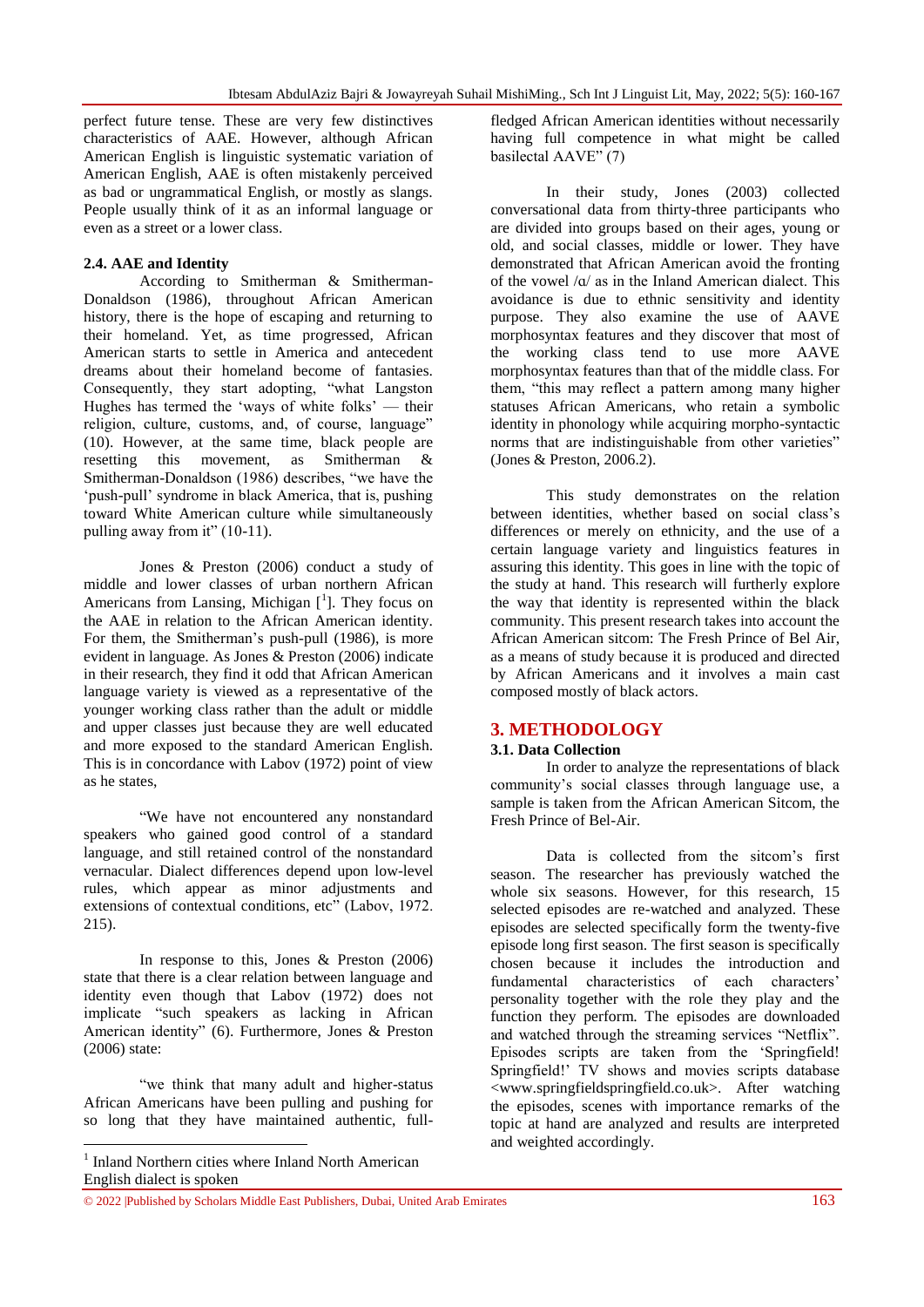perfect future tense. These are very few distinctives characteristics of AAE. However, although African American English is linguistic systematic variation of American English, AAE is often mistakenly perceived as bad or ungrammatical English, or mostly as slangs. People usually think of it as an informal language or even as a street or a lower class.

### 2.4. AAE and Identity

According to Smitherman & Smitherman-Donaldson (1986), throughout African American history, there is the hope of escaping and returning to their homeland. Yet, as time progressed, African American starts to settle in America and antecedent dreams about their homeland become of fantasies. Consequently, they start adopting, "what Langston Hughes has termed the 'ways of white folks' — their religion, culture, customs, and, of course, language" (10). However, at the same time, black people are resetting this movement, as Smitherman & Smitherman-Donaldson (1986) describes, "we have the 'push-pull' syndrome in black America, that is, pushing toward White American culture while simultaneously pulling away from it" (10-11).

Jones & Preston (2006) conduct a study of middle and lower classes of urban northern African Americans from Lansing, Michigan [1]. They focus on the AAE in relation to the African American identity. For them, the Smitherman's push-pull (1986), is more evident in language. As Jones & Preston (2006) indicate in their research, they find it odd that African American language variety is viewed as a representative of the younger working class rather than the adult or middle and upper classes just because they are well educated and more exposed to the standard American English. This is in concordance with Labov (1972) point of view as he states,

"We have not encountered any nonstandard speakers who gained good control of a standard language, and still retained control of the nonstandard vernacular. Dialect differences depend upon low-level rules, which appear as minor adjustments and extensions of contextual conditions, etc" (Labov, 1972. 215).

In response to this, Jones & Preston (2006) state that there is a clear relation between language and identity even though that Labov (1972) does not implicate "such speakers as lacking in African American identity" (6). Furthermore, Jones & Preston (2006) state:

"we think that many adult and higher-status African Americans have been pulling and pushing for so long that they have maintained authentic, full-fledged African American identities without necessarily having full competence in what might be called basilectal AAVE" (7)

In their study, Jones (2003) collected conversational data from thirty-three participants who are divided into groups based on their ages, young or old, and social classes, middle or lower. They have demonstrated that African American avoid the fronting of the vowel /ɑ/ as in the Inland American dialect. This avoidance is due to ethnic sensitivity and identity purpose. They also examine the use of AAVE morphosyntax features and they discover that most of the working class tend to use more AAVE morphosyntax features than that of the middle class. For them, "this may reflect a pattern among many higher statuses African Americans, who retain a symbolic identity in phonology while acquiring morpho-syntactic norms that are indistinguishable from other varieties" (Jones & Preston, 2006.2).

This study demonstrates on the relation between identities, whether based on social class's differences or merely on ethnicity, and the use of a certain language variety and linguistics features in assuring this identity. This goes in line with the topic of the study at hand. This research will furtherly explore the way that identity is represented within the black community. This present research takes into account the African American sitcom: The Fresh Prince of Bel Air, as a means of study because it is produced and directed by African Americans and it involves a main cast composed mostly of black actors.

## 3. METHODOLOGY

### 3.1. Data Collection

In order to analyze the representations of black community's social classes through language use, a sample is taken from the African American Sitcom, the Fresh Prince of Bel-Air.

Data is collected from the sitcom's first season. The researcher has previously watched the whole six seasons. However, for this research, 15 selected episodes are re-watched and analyzed. These episodes are selected specifically form the twenty-five episode long first season. The first season is specifically chosen because it includes the introduction and fundamental characteristics of each characters' personality together with the role they play and the function they perform. The episodes are downloaded and watched through the streaming services "Netflix". Episodes scripts are taken from the 'Springfield! Springfield!' TV shows and movies scripts database <www.springfieldspringfield.co.uk>. After watching the episodes, scenes with importance remarks of the topic at hand are analyzed and results are interpreted and weighted accordingly.

---

[1] Inland Northern cities where Inland North American English dialect is spoken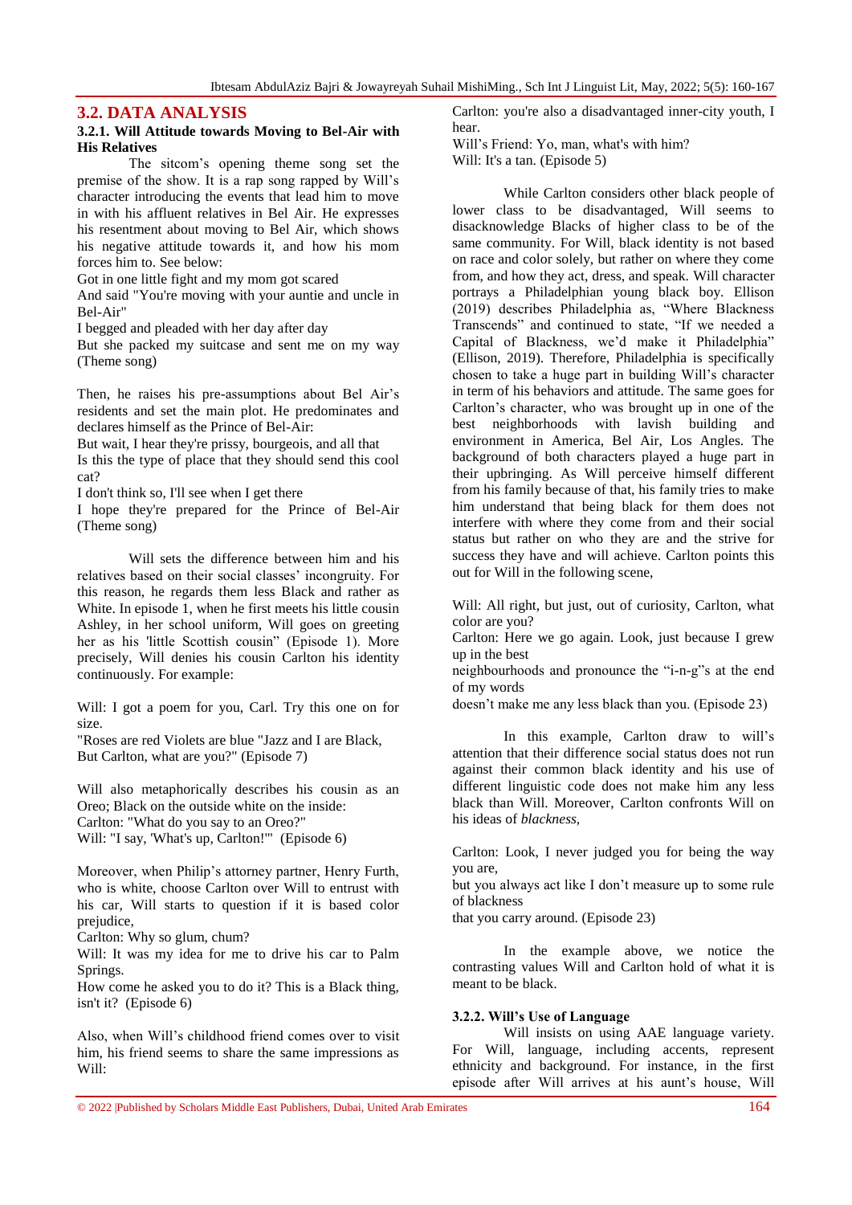## 3.2. DATA ANALYSIS

### 3.2.1. Will Attitude towards Moving to Bel-Air with His Relatives

The sitcom's opening theme song set the premise of the show. It is a rap song rapped by Will's character introducing the events that lead him to move in with his affluent relatives in Bel Air. He expresses his resentment about moving to Bel Air, which shows his negative attitude towards it, and how his mom forces him to. See below:

Got in one little fight and my mom got scared
And said "You're moving with your auntie and uncle in Bel-Air"
I begged and pleaded with her day after day
But she packed my suitcase and sent me on my way (Theme song)

Then, he raises his pre-assumptions about Bel Air's residents and set the main plot. He predominates and declares himself as the Prince of Bel-Air:

But wait, I hear they're prissy, bourgeois, and all that
Is this the type of place that they should send this cool cat?
I don't think so, I'll see when I get there
I hope they're prepared for the Prince of Bel-Air (Theme song)

Will sets the difference between him and his relatives based on their social classes' incongruity. For this reason, he regards them less Black and rather as White. In episode 1, when he first meets his little cousin Ashley, in her school uniform, Will goes on greeting her as his 'little Scottish cousin" (Episode 1). More precisely, Will denies his cousin Carlton his identity continuously. For example:

Will: I got a poem for you, Carl. Try this one on for size.
"Roses are red Violets are blue "Jazz and I are Black,
But Carlton, what are you?" (Episode 7)

Will also metaphorically describes his cousin as an Oreo; Black on the outside white on the inside:
Carlton: "What do you say to an Oreo?"
Will: "I say, 'What's up, Carlton!'" (Episode 6)

Moreover, when Philip's attorney partner, Henry Furth, who is white, choose Carlton over Will to entrust with his car, Will starts to question if it is based color prejudice,
Carlton: Why so glum, chum?
Will: It was my idea for me to drive his car to Palm Springs.
How come he asked you to do it? This is a Black thing, isn't it? (Episode 6)

Also, when Will's childhood friend comes over to visit him, his friend seems to share the same impressions as Will:

Carlton: you're also a disadvantaged inner-city youth, I hear.
Will's Friend: Yo, man, what's with him?
Will: It's a tan. (Episode 5)

While Carlton considers other black people of lower class to be disadvantaged, Will seems to disacknowledge Blacks of higher class to be of the same community. For Will, black identity is not based on race and color solely, but rather on where they come from, and how they act, dress, and speak. Will character portrays a Philadelphian young black boy. Ellison (2019) describes Philadelphia as, "Where Blackness Transcends" and continued to state, "If we needed a Capital of Blackness, we'd make it Philadelphia" (Ellison, 2019). Therefore, Philadelphia is specifically chosen to take a huge part in building Will's character in term of his behaviors and attitude. The same goes for Carlton's character, who was brought up in one of the best neighborhoods with lavish building and environment in America, Bel Air, Los Angles. The background of both characters played a huge part in their upbringing. As Will perceive himself different from his family because of that, his family tries to make him understand that being black for them does not interfere with where they come from and their social status but rather on who they are and the strive for success they have and will achieve. Carlton points this out for Will in the following scene,

Will: All right, but just, out of curiosity, Carlton, what color are you?
Carlton: Here we go again. Look, just because I grew up in the best
neighbourhoods and pronounce the "i-n-g"s at the end of my words
doesn't make me any less black than you. (Episode 23)

In this example, Carlton draw to will's attention that their difference social status does not run against their common black identity and his use of different linguistic code does not make him any less black than Will. Moreover, Carlton confronts Will on his ideas of *blackness,*

Carlton: Look, I never judged you for being the way you are,
but you always act like I don't measure up to some rule of blackness
that you carry around. (Episode 23)

In the example above, we notice the contrasting values Will and Carlton hold of what it is meant to be black.

### 3.2.2. Will's Use of Language

Will insists on using AAE language variety. For Will, language, including accents, represent ethnicity and background. For instance, in the first episode after Will arrives at his aunt's house, Will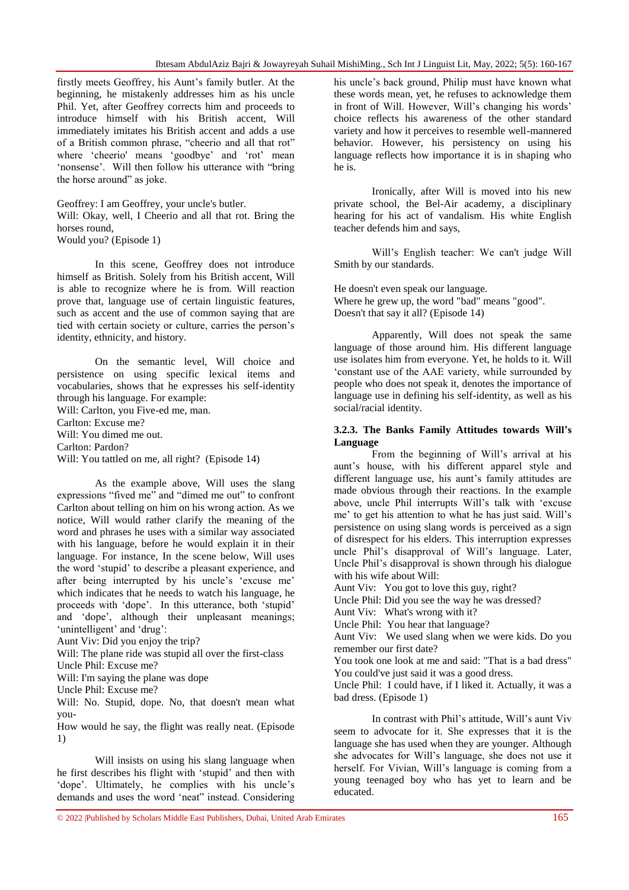firstly meets Geoffrey, his Aunt's family butler. At the beginning, he mistakenly addresses him as his uncle Phil. Yet, after Geoffrey corrects him and proceeds to introduce himself with his British accent, Will immediately imitates his British accent and adds a use of a British common phrase, "cheerio and all that rot" where 'cheerio' means 'goodbye' and 'rot' mean 'nonsense'. Will then follow his utterance with "bring the horse around" as joke.

Geoffrey: I am Geoffrey, your uncle's butler.
Will: Okay, well, I Cheerio and all that rot. Bring the horses round,
Would you? (Episode 1)

In this scene, Geoffrey does not introduce himself as British. Solely from his British accent, Will is able to recognize where he is from. Will reaction prove that, language use of certain linguistic features, such as accent and the use of common saying that are tied with certain society or culture, carries the person's identity, ethnicity, and history.

On the semantic level, Will choice and persistence on using specific lexical items and vocabularies, shows that he expresses his self-identity through his language. For example:
Will: Carlton, you Five-ed me, man.
Carlton: Excuse me?
Will: You dimed me out.
Carlton: Pardon?
Will: You tattled on me, all right? (Episode 14)

As the example above, Will uses the slang expressions "fived me" and "dimed me out" to confront Carlton about telling on him on his wrong action. As we notice, Will would rather clarify the meaning of the word and phrases he uses with a similar way associated with his language, before he would explain it in their language. For instance, In the scene below, Will uses the word 'stupid' to describe a pleasant experience, and after being interrupted by his uncle's 'excuse me' which indicates that he needs to watch his language, he proceeds with 'dope'. In this utterance, both 'stupid' and 'dope', although their unpleasant meanings; 'unintelligent' and 'drug':
Aunt Viv: Did you enjoy the trip?
Will: The plane ride was stupid all over the first-class
Uncle Phil: Excuse me?
Will: I'm saying the plane was dope
Uncle Phil: Excuse me?
Will: No. Stupid, dope. No, that doesn't mean what you-
How would he say, the flight was really neat. (Episode 1)

Will insists on using his slang language when he first describes his flight with 'stupid' and then with 'dope'. Ultimately, he complies with his uncle's demands and uses the word 'neat" instead. Considering his uncle's back ground, Philip must have known what these words mean, yet, he refuses to acknowledge them in front of Will. However, Will's changing his words' choice reflects his awareness of the other standard variety and how it perceives to resemble well-mannered behavior. However, his persistency on using his language reflects how importance it is in shaping who he is.

Ironically, after Will is moved into his new private school, the Bel-Air academy, a disciplinary hearing for his act of vandalism. His white English teacher defends him and says,

Will's English teacher: We can't judge Will Smith by our standards.

He doesn't even speak our language.
Where he grew up, the word "bad" means "good".
Doesn't that say it all? (Episode 14)

Apparently, Will does not speak the same language of those around him. His different language use isolates him from everyone. Yet, he holds to it. Will 'constant use of the AAE variety, while surrounded by people who does not speak it, denotes the importance of language use in defining his self-identity, as well as his social/racial identity.

### 3.2.3. The Banks Family Attitudes towards Will's Language

From the beginning of Will's arrival at his aunt's house, with his different apparel style and different language use, his aunt's family attitudes are made obvious through their reactions. In the example above, uncle Phil interrupts Will's talk with 'excuse me' to get his attention to what he has just said. Will's persistence on using slang words is perceived as a sign of disrespect for his elders. This interruption expresses uncle Phil's disapproval of Will's language. Later, Uncle Phil's disapproval is shown through his dialogue with his wife about Will:
Aunt Viv: You got to love this guy, right?
Uncle Phil: Did you see the way he was dressed?
Aunt Viv: What's wrong with it?
Uncle Phil: You hear that language?
Aunt Viv: We used slang when we were kids. Do you remember our first date?
You took one look at me and said: "That is a bad dress"
You could've just said it was a good dress.
Uncle Phil: I could have, if I liked it. Actually, it was a bad dress. (Episode 1)

In contrast with Phil's attitude, Will's aunt Viv seem to advocate for it. She expresses that it is the language she has used when they are younger. Although she advocates for Will's language, she does not use it herself. For Vivian, Will's language is coming from a young teenaged boy who has yet to learn and be educated.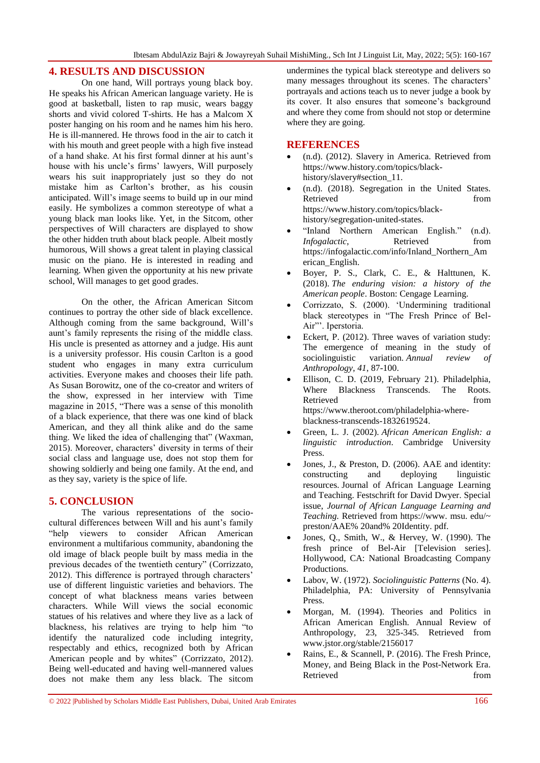## 4. RESULTS AND DISCUSSION

On one hand, Will portrays young black boy. He speaks his African American language variety. He is good at basketball, listen to rap music, wears baggy shorts and vivid colored T-shirts. He has a Malcom X poster hanging on his room and he names him his hero. He is ill-mannered. He throws food in the air to catch it with his mouth and greet people with a high five instead of a hand shake. At his first formal dinner at his aunt's house with his uncle's firms' lawyers, Will purposely wears his suit inappropriately just so they do not mistake him as Carlton's brother, as his cousin anticipated. Will's image seems to build up in our mind easily. He symbolizes a common stereotype of what a young black man looks like. Yet, in the Sitcom, other perspectives of Will characters are displayed to show the other hidden truth about black people. Albeit mostly humorous, Will shows a great talent in playing classical music on the piano. He is interested in reading and learning. When given the opportunity at his new private school, Will manages to get good grades.

On the other, the African American Sitcom continues to portray the other side of black excellence. Although coming from the same background, Will's aunt's family represents the rising of the middle class. His uncle is presented as attorney and a judge. His aunt is a university professor. His cousin Carlton is a good student who engages in many extra curriculum activities. Everyone makes and chooses their life path. As Susan Borowitz, one of the co-creator and writers of the show, expressed in her interview with Time magazine in 2015, "There was a sense of this monolith of a black experience, that there was one kind of black American, and they all think alike and do the same thing. We liked the idea of challenging that" (Waxman, 2015). Moreover, characters' diversity in terms of their social class and language use, does not stop them for showing soldierly and being one family. At the end, and as they say, variety is the spice of life.

## 5. CONCLUSION

The various representations of the socio-cultural differences between Will and his aunt's family "help viewers to consider African American environment a multifarious community, abandoning the old image of black people built by mass media in the previous decades of the twentieth century" (Corrizzato, 2012). This difference is portrayed through characters' use of different linguistic varieties and behaviors. The concept of what blackness means varies between characters. While Will views the social economic statues of his relatives and where they live as a lack of blackness, his relatives are trying to help him "to identify the naturalized code including integrity, respectably and ethics, recognized both by African American people and by whites" (Corrizzato, 2012). Being well-educated and having well-mannered values does not make them any less black. The sitcom undermines the typical black stereotype and delivers so many messages throughout its scenes. The characters' portrayals and actions teach us to never judge a book by its cover. It also ensures that someone's background and where they come from should not stop or determine where they are going.

## REFERENCES

- (n.d). (2012). Slavery in America. Retrieved from https://www.history.com/topics/black-history/slavery#section_11.
- (n.d). (2018). Segregation in the United States. Retrieved from https://www.history.com/topics/black-history/segregation-united-states.
- "Inland Northern American English." (n.d). *Infogalactic*, Retrieved from https://infogalactic.com/info/Inland_Northern_American_English.
- Boyer, P. S., Clark, C. E., & Halttunen, K. (2018). *The enduring vision: a history of the American people*. Boston: Cengage Learning.
- Corrizzato, S. (2000). 'Undermining traditional black stereotypes in "The Fresh Prince of Bel-Air"'. Iperstoria.
- Eckert, P. (2012). Three waves of variation study: The emergence of meaning in the study of sociolinguistic variation. *Annual review of Anthropology*, *41*, 87-100.
- Ellison, C. D. (2019, February 21). Philadelphia, Where Blackness Transcends. The Roots. Retrieved from https://www.theroot.com/philadelphia-where-blackness-transcends-1832619524.
- Green, L. J. (2002). *African American English: a linguistic introduction*. Cambridge University Press.
- Jones, J., & Preston, D. (2006). AAE and identity: constructing and deploying linguistic resources. Journal of African Language Learning and Teaching. Festschrift for David Dwyer. Special issue, *Journal of African Language Learning and Teaching.* Retrieved from https://www. msu. edu/~ preston/AAE% 20and% 20Identity. pdf.
- Jones, Q., Smith, W., & Hervey, W. (1990). The fresh prince of Bel-Air [Television series]. Hollywood, CA: National Broadcasting Company Productions.
- Labov, W. (1972). *Sociolinguistic Patterns* (No. 4). Philadelphia, PA: University of Pennsylvania Press.
- Morgan, M. (1994). Theories and Politics in African American English. Annual Review of Anthropology, 23, 325-345. Retrieved from www.jstor.org/stable/2156017
- Rains, E., & Scannell, P. (2016). The Fresh Prince, Money, and Being Black in the Post-Network Era. Retrieved from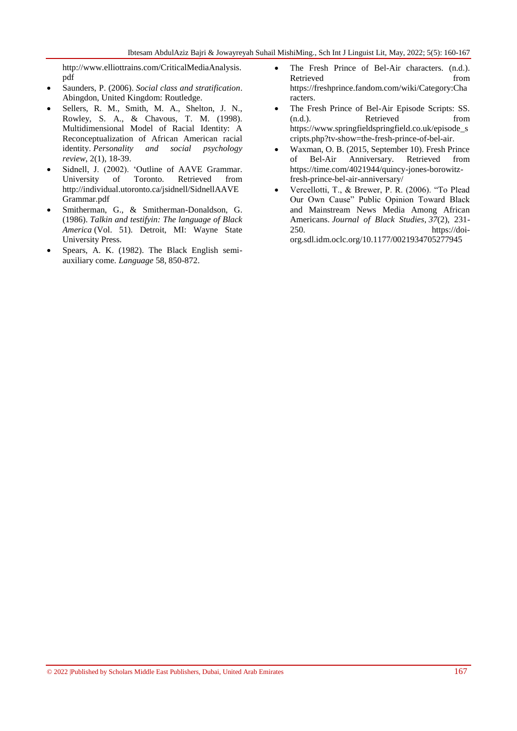http://www.elliottrains.com/CriticalMediaAnalysis.pdf

- Saunders, P. (2006). *Social class and stratification*. Abingdon, United Kingdom: Routledge.
- Sellers, R. M., Smith, M. A., Shelton, J. N., Rowley, S. A., & Chavous, T. M. (1998). Multidimensional Model of Racial Identity: A Reconceptualization of African American racial identity. *Personality and social psychology review*, 2(1), 18-39.
- Sidnell, J. (2002). 'Outline of AAVE Grammar. University of Toronto. Retrieved from http://individual.utoronto.ca/jsidnell/SidnellAAVEGrammar.pdf
- Smitherman, G., & Smitherman-Donaldson, G. (1986). *Talkin and testifyin: The language of Black America* (Vol. 51). Detroit, MI: Wayne State University Press.
- Spears, A. K. (1982). The Black English semi-auxiliary come. *Language* 58, 850-872.
- The Fresh Prince of Bel-Air characters. (n.d.). Retrieved from https://freshprince.fandom.com/wiki/Category:Characters.
- The Fresh Prince of Bel-Air Episode Scripts: SS. (n.d.). Retrieved from https://www.springfieldspringfield.co.uk/episode_scripts.php?tv-show=the-fresh-prince-of-bel-air.
- Waxman, O. B. (2015, September 10). Fresh Prince of Bel-Air Anniversary. Retrieved from https://time.com/4021944/quincy-jones-borowitz-fresh-prince-bel-air-anniversary/
- Vercellotti, T., & Brewer, P. R. (2006). "To Plead Our Own Cause" Public Opinion Toward Black and Mainstream News Media Among African Americans. *Journal of Black Studies*, *37*(2), 231-250. https://doi-org.sdl.idm.oclc.org/10.1177/0021934705277945